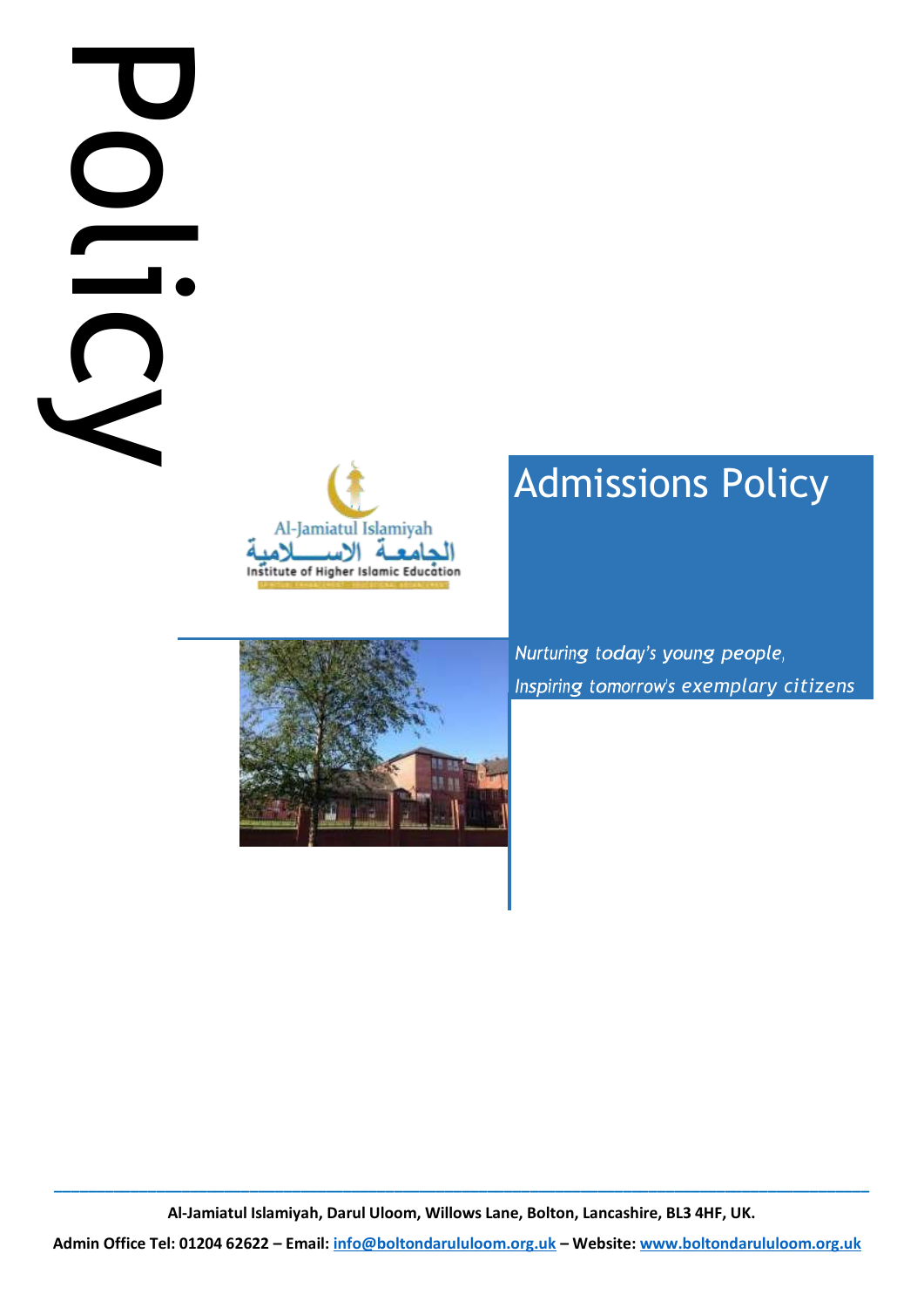Policy

Al-Jamiatul Islamiyah

الجامعة الاسلامية

Institute of Higher Islamic Education

# Admissions Policy

*Nurturing today's young people,*
*Inspiring tomorrow's exemplary citizens*

**Al-Jamiatul Islamiyah, Darul Uloom, Willows Lane, Bolton, Lancashire, BL3 4HF, UK.**

**Admin Office Tel: 01204 62622 – Email: info@boltondarululoom.org.uk – Website: www.boltondarululoom.org.uk**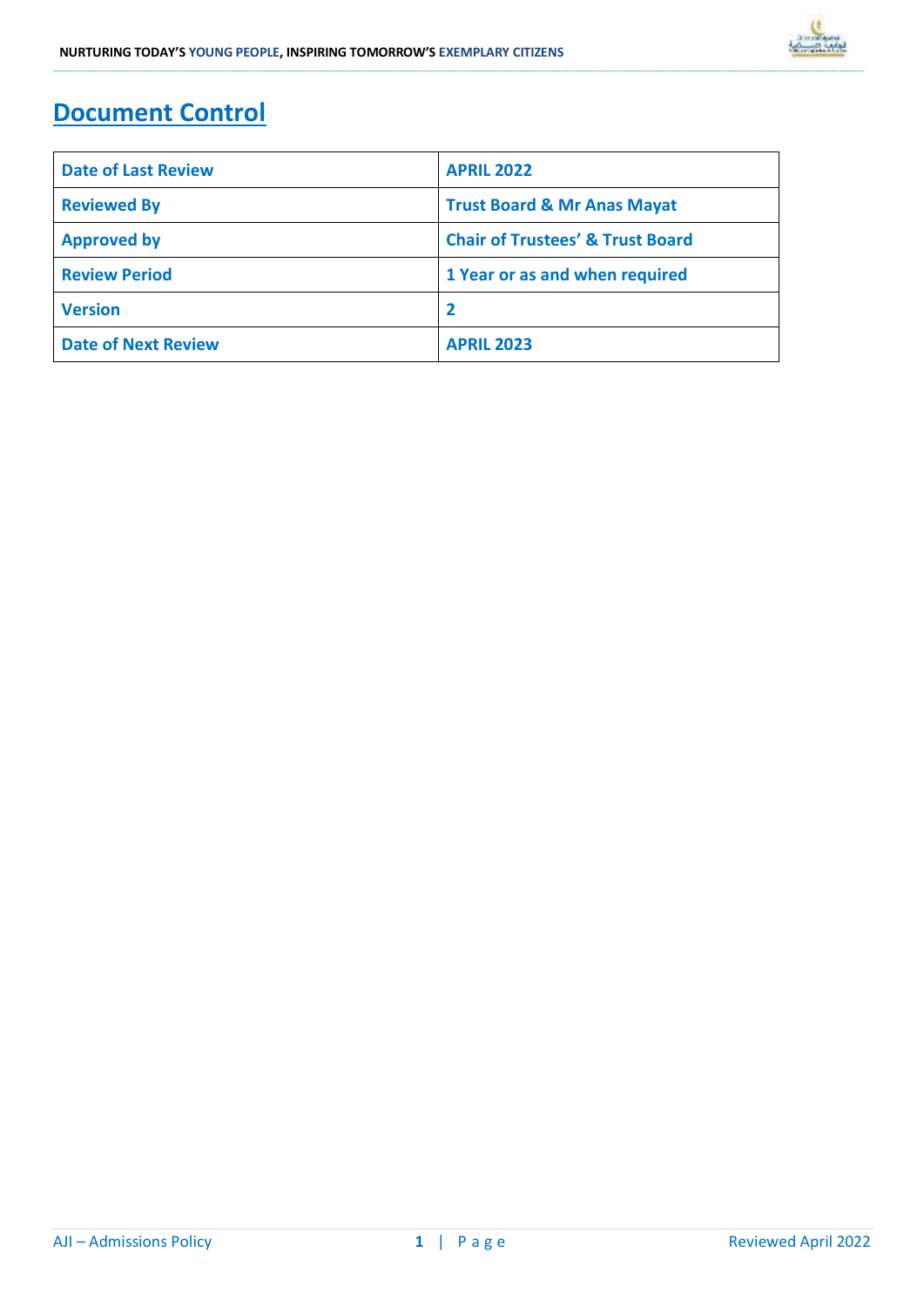# Document Control

| Date of Last Review | APRIL 2022 |
|---|---|
| Reviewed By | Trust Board & Mr Anas Mayat |
| Approved by | Chair of Trustees' & Trust Board |
| Review Period | 1 Year or as and when required |
| Version | 2 |
| Date of Next Review | APRIL 2023 |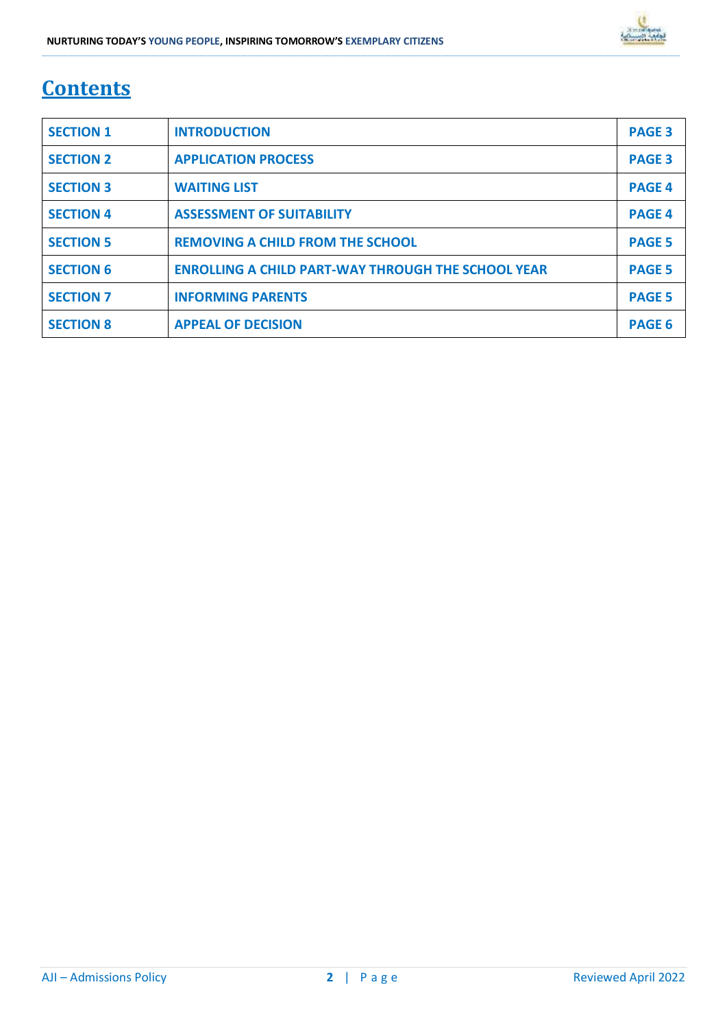# Contents

| SECTION 1 | INTRODUCTION | PAGE 3 |
|---|---|---|
| SECTION 2 | APPLICATION PROCESS | PAGE 3 |
| SECTION 3 | WAITING LIST | PAGE 4 |
| SECTION 4 | ASSESSMENT OF SUITABILITY | PAGE 4 |
| SECTION 5 | REMOVING A CHILD FROM THE SCHOOL | PAGE 5 |
| SECTION 6 | ENROLLING A CHILD PART-WAY THROUGH THE SCHOOL YEAR | PAGE 5 |
| SECTION 7 | INFORMING PARENTS | PAGE 5 |
| SECTION 8 | APPEAL OF DECISION | PAGE 6 |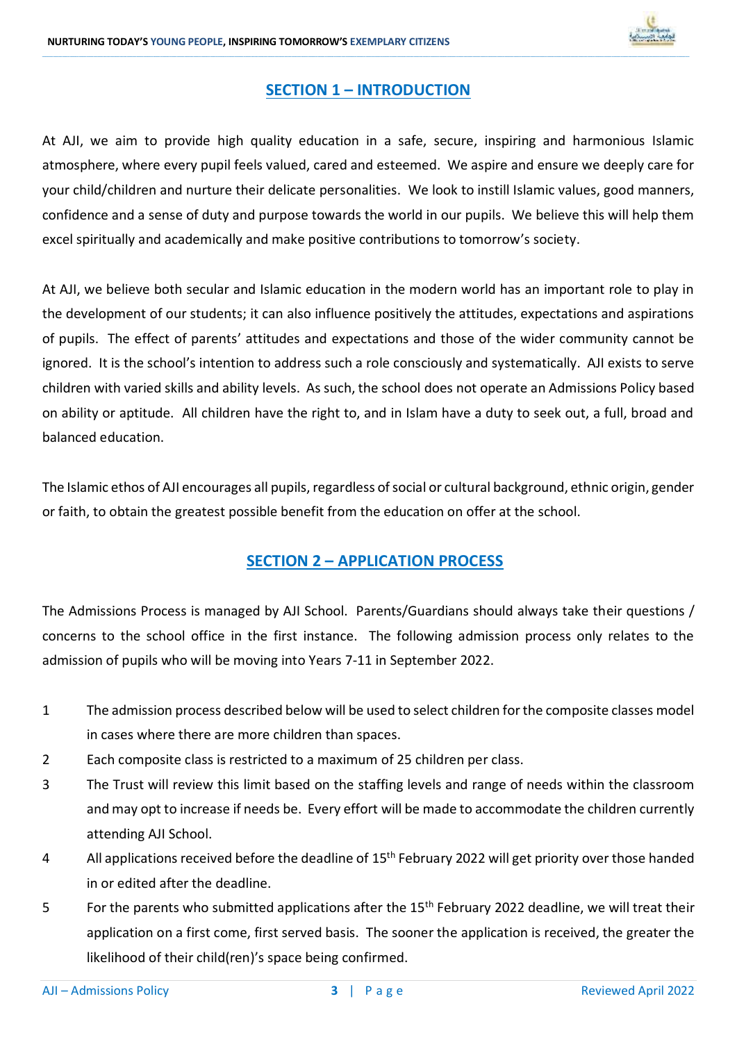## SECTION 1 – INTRODUCTION

At AJI, we aim to provide high quality education in a safe, secure, inspiring and harmonious Islamic atmosphere, where every pupil feels valued, cared and esteemed. We aspire and ensure we deeply care for your child/children and nurture their delicate personalities. We look to instill Islamic values, good manners, confidence and a sense of duty and purpose towards the world in our pupils. We believe this will help them excel spiritually and academically and make positive contributions to tomorrow's society.

At AJI, we believe both secular and Islamic education in the modern world has an important role to play in the development of our students; it can also influence positively the attitudes, expectations and aspirations of pupils. The effect of parents' attitudes and expectations and those of the wider community cannot be ignored. It is the school's intention to address such a role consciously and systematically. AJI exists to serve children with varied skills and ability levels. As such, the school does not operate an Admissions Policy based on ability or aptitude. All children have the right to, and in Islam have a duty to seek out, a full, broad and balanced education.

The Islamic ethos of AJI encourages all pupils, regardless of social or cultural background, ethnic origin, gender or faith, to obtain the greatest possible benefit from the education on offer at the school.

## SECTION 2 – APPLICATION PROCESS

The Admissions Process is managed by AJI School. Parents/Guardians should always take their questions / concerns to the school office in the first instance. The following admission process only relates to the admission of pupils who will be moving into Years 7-11 in September 2022.

1. The admission process described below will be used to select children for the composite classes model in cases where there are more children than spaces.
2. Each composite class is restricted to a maximum of 25 children per class.
3. The Trust will review this limit based on the staffing levels and range of needs within the classroom and may opt to increase if needs be. Every effort will be made to accommodate the children currently attending AJI School.
4. All applications received before the deadline of 15th February 2022 will get priority over those handed in or edited after the deadline.
5. For the parents who submitted applications after the 15th February 2022 deadline, we will treat their application on a first come, first served basis. The sooner the application is received, the greater the likelihood of their child(ren)'s space being confirmed.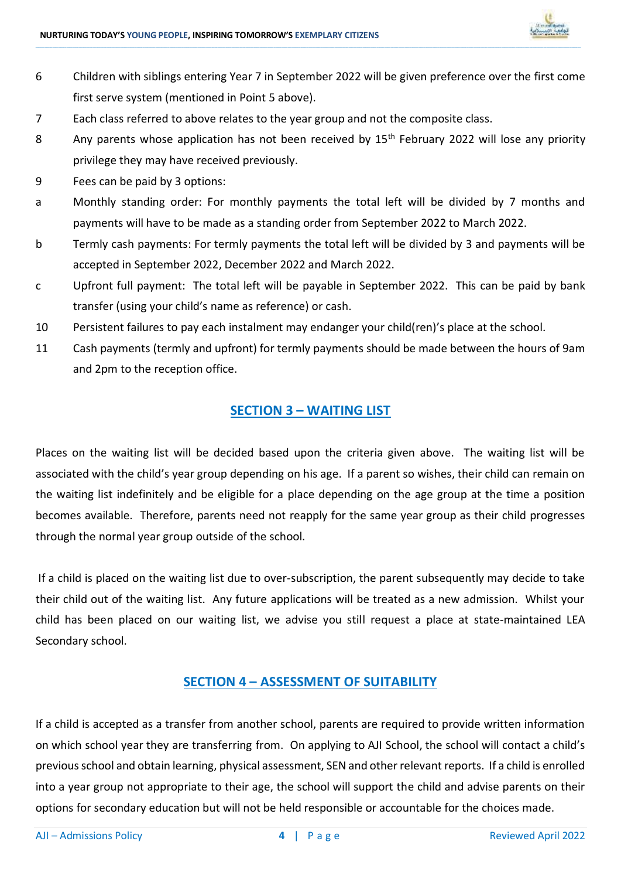6 Children with siblings entering Year 7 in September 2022 will be given preference over the first come first serve system (mentioned in Point 5 above).

7 Each class referred to above relates to the year group and not the composite class.

8 Any parents whose application has not been received by 15th February 2022 will lose any priority privilege they may have received previously.

9 Fees can be paid by 3 options:

a Monthly standing order: For monthly payments the total left will be divided by 7 months and payments will have to be made as a standing order from September 2022 to March 2022.

b Termly cash payments: For termly payments the total left will be divided by 3 and payments will be accepted in September 2022, December 2022 and March 2022.

c Upfront full payment: The total left will be payable in September 2022. This can be paid by bank transfer (using your child's name as reference) or cash.

10 Persistent failures to pay each instalment may endanger your child(ren)'s place at the school.

11 Cash payments (termly and upfront) for termly payments should be made between the hours of 9am and 2pm to the reception office.

## SECTION 3 – WAITING LIST

Places on the waiting list will be decided based upon the criteria given above. The waiting list will be associated with the child's year group depending on his age. If a parent so wishes, their child can remain on the waiting list indefinitely and be eligible for a place depending on the age group at the time a position becomes available. Therefore, parents need not reapply for the same year group as their child progresses through the normal year group outside of the school.

If a child is placed on the waiting list due to over-subscription, the parent subsequently may decide to take their child out of the waiting list. Any future applications will be treated as a new admission. Whilst your child has been placed on our waiting list, we advise you still request a place at state-maintained LEA Secondary school.

## SECTION 4 – ASSESSMENT OF SUITABILITY

If a child is accepted as a transfer from another school, parents are required to provide written information on which school year they are transferring from. On applying to AJI School, the school will contact a child's previous school and obtain learning, physical assessment, SEN and other relevant reports. If a child is enrolled into a year group not appropriate to their age, the school will support the child and advise parents on their options for secondary education but will not be held responsible or accountable for the choices made.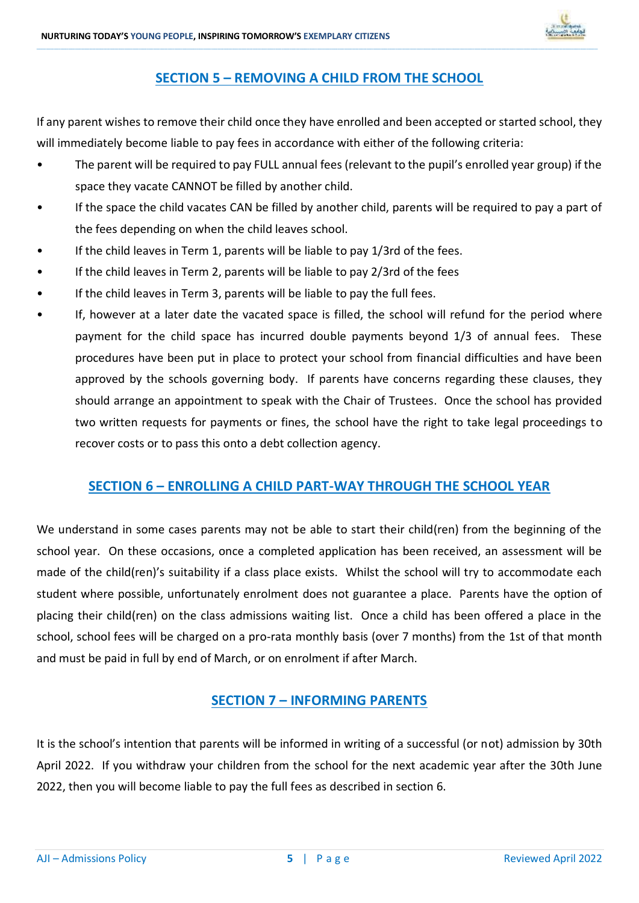## SECTION 5 – REMOVING A CHILD FROM THE SCHOOL

If any parent wishes to remove their child once they have enrolled and been accepted or started school, they will immediately become liable to pay fees in accordance with either of the following criteria:

- The parent will be required to pay FULL annual fees (relevant to the pupil's enrolled year group) if the space they vacate CANNOT be filled by another child.
- If the space the child vacates CAN be filled by another child, parents will be required to pay a part of the fees depending on when the child leaves school.
- If the child leaves in Term 1, parents will be liable to pay 1/3rd of the fees.
- If the child leaves in Term 2, parents will be liable to pay 2/3rd of the fees
- If the child leaves in Term 3, parents will be liable to pay the full fees.
- If, however at a later date the vacated space is filled, the school will refund for the period where payment for the child space has incurred double payments beyond 1/3 of annual fees. These procedures have been put in place to protect your school from financial difficulties and have been approved by the schools governing body. If parents have concerns regarding these clauses, they should arrange an appointment to speak with the Chair of Trustees. Once the school has provided two written requests for payments or fines, the school have the right to take legal proceedings to recover costs or to pass this onto a debt collection agency.

## SECTION 6 – ENROLLING A CHILD PART-WAY THROUGH THE SCHOOL YEAR

We understand in some cases parents may not be able to start their child(ren) from the beginning of the school year. On these occasions, once a completed application has been received, an assessment will be made of the child(ren)'s suitability if a class place exists. Whilst the school will try to accommodate each student where possible, unfortunately enrolment does not guarantee a place. Parents have the option of placing their child(ren) on the class admissions waiting list. Once a child has been offered a place in the school, school fees will be charged on a pro-rata monthly basis (over 7 months) from the 1st of that month and must be paid in full by end of March, or on enrolment if after March.

## SECTION 7 – INFORMING PARENTS

It is the school's intention that parents will be informed in writing of a successful (or not) admission by 30th April 2022. If you withdraw your children from the school for the next academic year after the 30th June 2022, then you will become liable to pay the full fees as described in section 6.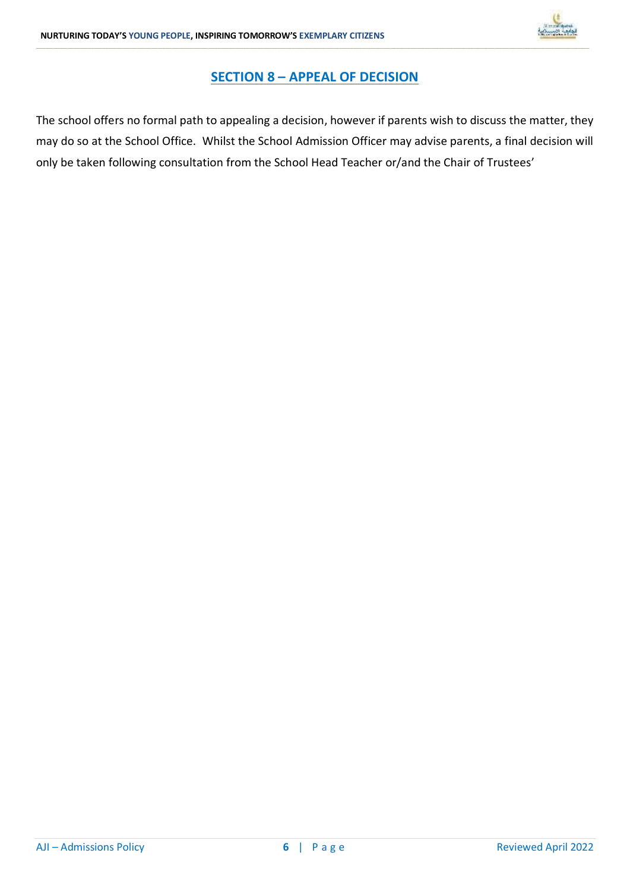## SECTION 8 – APPEAL OF DECISION

The school offers no formal path to appealing a decision, however if parents wish to discuss the matter, they may do so at the School Office. Whilst the School Admission Officer may advise parents, a final decision will only be taken following consultation from the School Head Teacher or/and the Chair of Trustees'